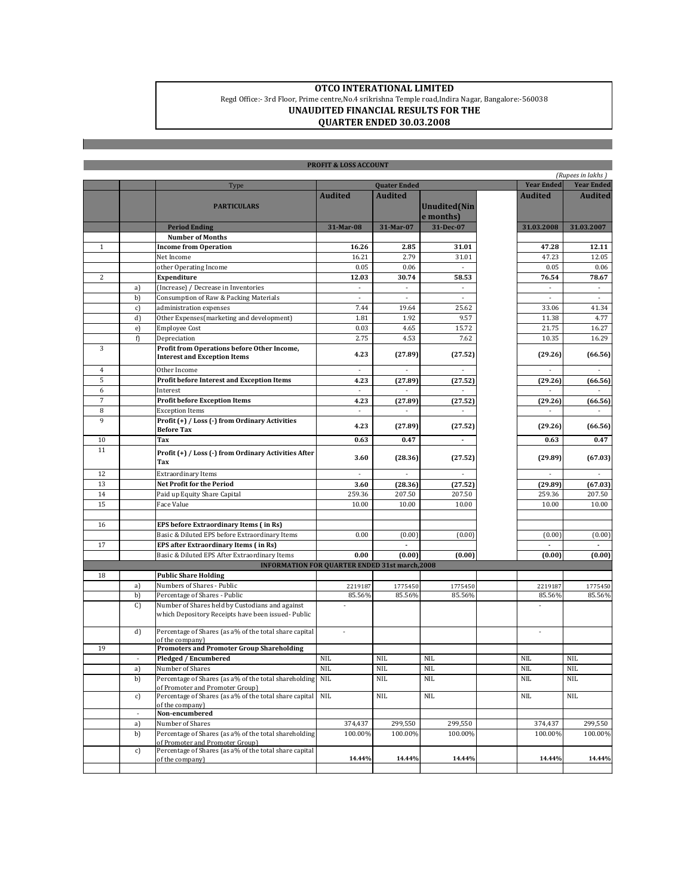# OTCO INTERNATIONAL LIMITED

Regd Office:- 3rd Floor, Prime centre,No.4 srikrishna Temple road,Indira Nagar, Bangalore:-560038

## UNAUDITED FINANCIAL RESULTS FOR THE QUARTER ENDED 30.03.2008

**PROFIT & LOSS ACCOUNT**

*(Rupees in lakhs )*

| | | Type | Quater Ended | | | | Year Ended | Year Ended |
|---|---|---|---|---|---|---|---|---|
| | | **PARTICULARS** | **Audited** | **Audited** | **Unudited(Nine months)** | | **Audited** | **Audited** |
| | | **Period Ending** | **31-Mar-08** | **31-Mar-07** | **31-Dec-07** | | **31.03.2008** | **31.03.2007** |
| | | **Number of Months** | | | | | | |
| 1 | | **Income from Operation** | **16.26** | **2.85** | **31.01** | | **47.28** | **12.11** |
| | | Net Income | 16.21 | 2.79 | 31.01 | | 47.23 | 12.05 |
| | | other Operating Income | 0.05 | 0.06 | - | | 0.05 | 0.06 |
| 2 | | **Expenditure** | **12.03** | **30.74** | **58.53** | | **76.54** | **78.67** |
| | a) | (Increase) / Decrease in Inventories | - | - | - | | - | - |
| | b) | Consumption of Raw & Packing Materials | - | - | - | | - | - |
| | c) | administration expenses | 7.44 | 19.64 | 25.62 | | 33.06 | 41.34 |
| | d) | Other Expenses(marketing and development) | 1.81 | 1.92 | 9.57 | | 11.38 | 4.77 |
| | e) | Employee Cost | 0.03 | 4.65 | 15.72 | | 21.75 | 16.27 |
| | f) | Depreciation | 2.75 | 4.53 | 7.62 | | 10.35 | 16.29 |
| 3 | | **Profit from Operations before Other Income, Interest and Exception Items** | **4.23** | **(27.89)** | **(27.52)** | | **(29.26)** | **(66.56)** |
| 4 | | Other Income | - | - | - | | - | - |
| 5 | | **Profit before Interest and Exception Items** | **4.23** | **(27.89)** | **(27.52)** | | **(29.26)** | **(66.56)** |
| 6 | | Interest | - | - | - | | - | - |
| 7 | | **Profit before Exception Items** | **4.23** | **(27.89)** | **(27.52)** | | **(29.26)** | **(66.56)** |
| 8 | | Exception Items | - | - | - | | - | - |
| 9 | | **Profit (+) / Loss (-) from Ordinary Activities Before Tax** | **4.23** | **(27.89)** | **(27.52)** | | **(29.26)** | **(66.56)** |
| 10 | | **Tax** | **0.63** | **0.47** | **-** | | **0.63** | **0.47** |
| 11 | | **Profit (+) / Loss (-) from Ordinary Activities After Tax** | **3.60** | **(28.36)** | **(27.52)** | | **(29.89)** | **(67.03)** |
| 12 | | Extraordinary Items | - | - | - | | - | - |
| 13 | | **Net Profit for the Period** | **3.60** | **(28.36)** | **(27.52)** | | **(29.89)** | **(67.03)** |
| 14 | | Paid up Equity Share Capital | 259.36 | 207.50 | 207.50 | | 259.36 | 207.50 |
| 15 | | Face Value | 10.00 | 10.00 | 10.00 | | 10.00 | 10.00 |
| | | | | | | | | |
| 16 | | **EPS before Extraordinary Items ( in Rs)** | | | | | | |
| | | Basic & Diluted EPS before Extraordinary Items | 0.00 | (0.00) | (0.00) | | (0.00) | (0.00) |
| 17 | | **EPS after Extraordinary Items ( in Rs)** | | - | | | - | - |
| | | Basic & Diluted EPS After Extraordinary Items | **0.00** | **(0.00)** | **(0.00)** | | **(0.00)** | **(0.00)** |
| | | **INFORMATION FOR QUARTER ENDED 31st march,2008** | | | | | | |
| 18 | | **Public Share Holding** | | | | | | |
| | a) | Numbers of Shares - Public | 2219187 | 1775450 | 1775450 | | 2219187 | 1775450 |
| | b) | Percentage of Shares - Public | 85.56% | 85.56% | 85.56% | | 85.56% | 85.56% |
| | C) | Number of Shares held by Custodians and against which Depository Receipts have been issued- Public | - | | | | - | |
| | d) | Percentage of Shares (as a% of the total share capital of the company) | - | | | | - | |
| 19 | | **Promoters and Promoter Group Shareholding** | | | | | | |
| | - | **Pledged / Encumbered** | NIL | NIL | NIL | | NIL | NIL |
| | a) | Number of Shares | NIL | NIL | NIL | | NIL | NIL |
| | b) | Percentage of Shares (as a% of the total shareholding of Promoter and Promoter Group) | NIL | NIL | NIL | | NIL | NIL |
| | c) | Percentage of Shares (as a% of the total share capital of the company) | NIL | NIL | NIL | | NIL | NIL |
| | - | **Non-encumbered** | | | | | | |
| | a) | Number of Shares | 374,437 | 299,550 | 299,550 | | 374,437 | 299,550 |
| | b) | Percentage of Shares (as a% of the total shareholding of Promoter and Promoter Group) | 100.00% | 100.00% | 100.00% | | 100.00% | 100.00% |
| | c) | Percentage of Shares (as a% of the total share capital of the company) | **14.44%** | **14.44%** | **14.44%** | | **14.44%** | **14.44%** |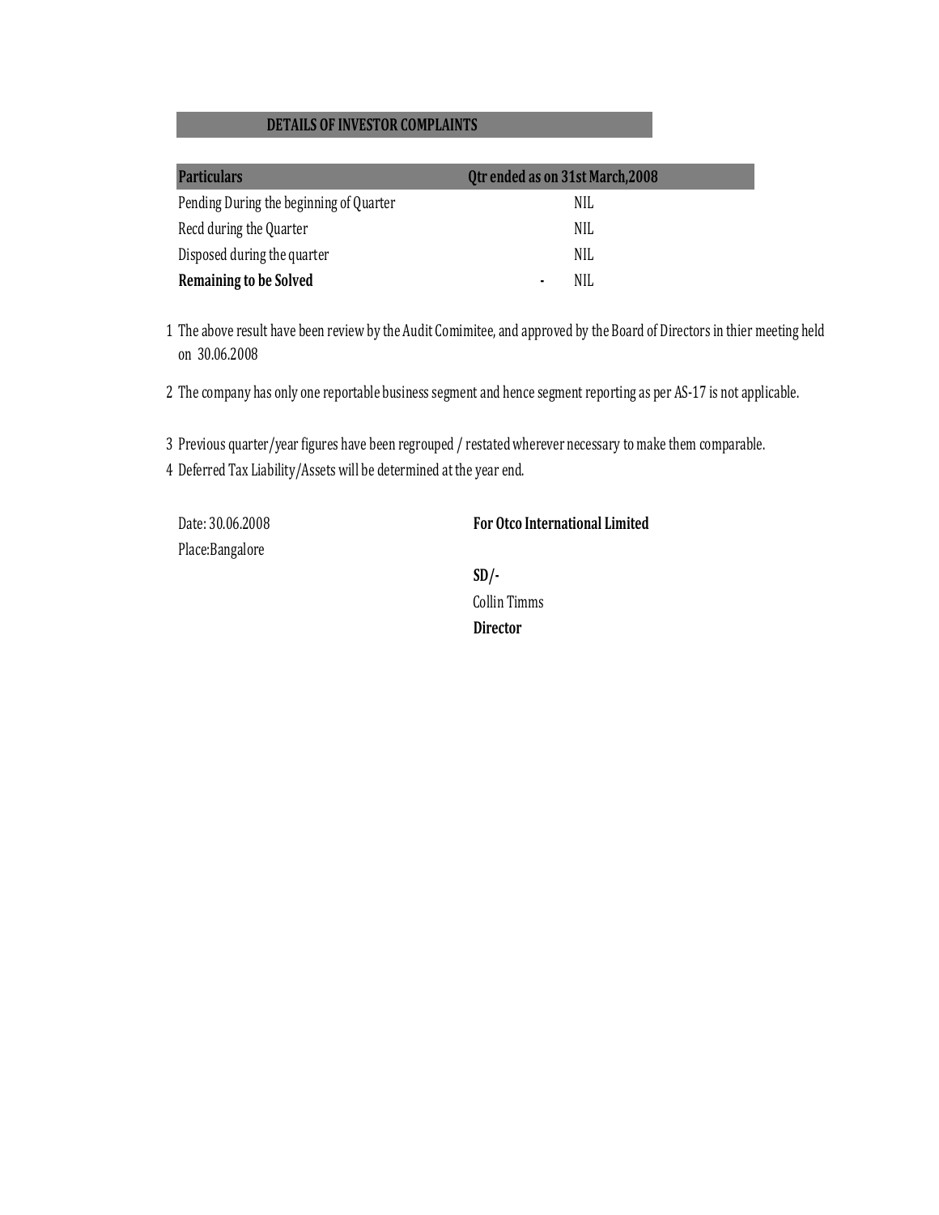## DETAILS OF INVESTOR COMPLAINTS

| Particulars | Qtr ended as on 31st March,2008 |
|---|---|
| Pending During the beginning of Quarter | NIL |
| Recd during the Quarter | NIL |
| Disposed during the quarter | NIL |
| **Remaining to be Solved** | - NIL |

1. The above result have been review by the Audit Comimitee, and approved by the Board of Directors in thier meeting held on 30.06.2008
2. The company has only one reportable business segment and hence segment reporting as per AS-17 is not applicable.
3. Previous quarter/year figures have been regrouped / restated wherever necessary to make them comparable.
4. Deferred Tax Liability/Assets will be determined at the year end.

Date: 30.06.2008
Place:Bangalore

**For Otco International Limited**

**SD/-**
Collin Timms
**Director**